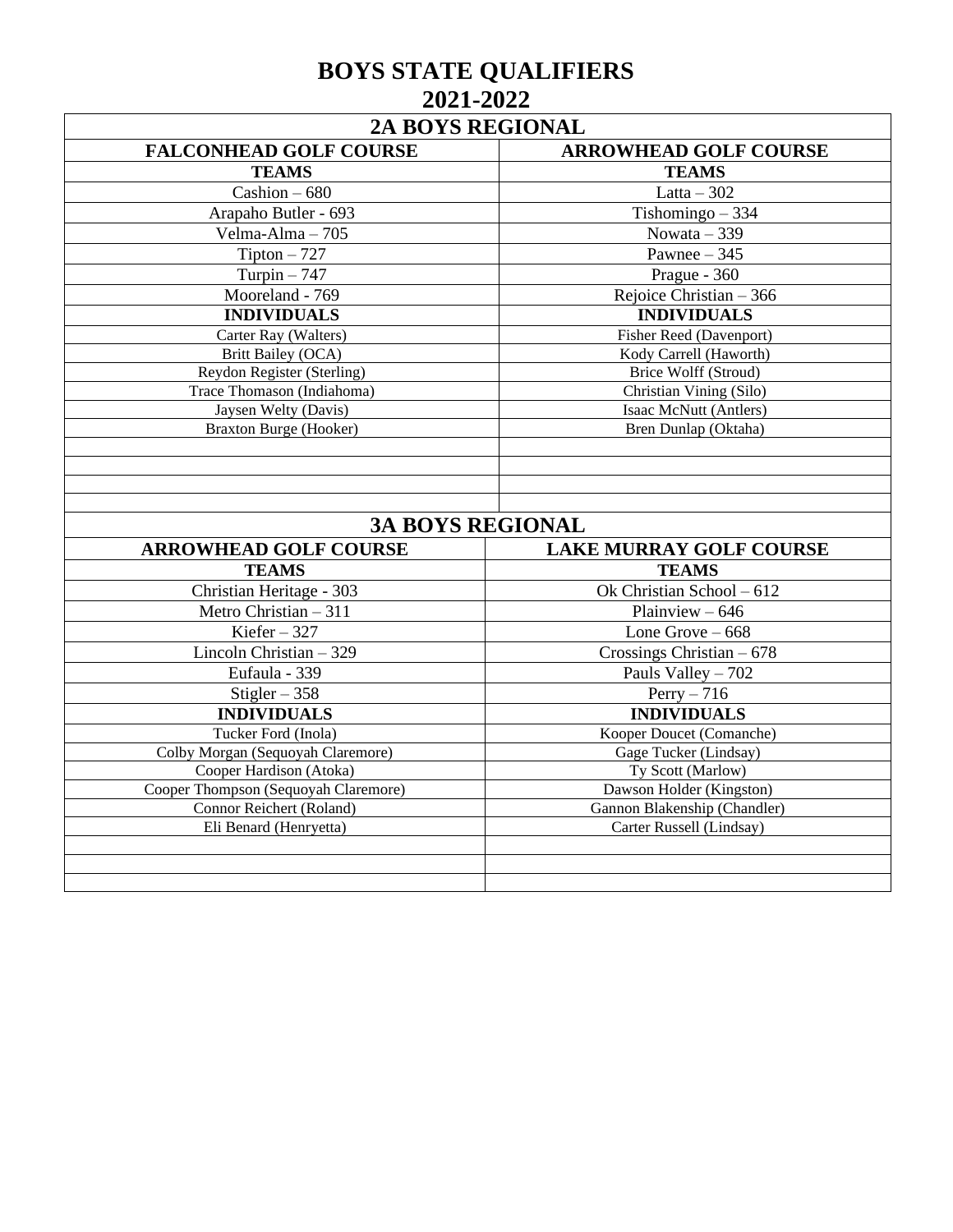# BOYS STATE QUALIFIERS
# 2021-2022

| 2A BOYS REGIONAL | |
|---|---|
| **FALCONHEAD GOLF COURSE** | **ARROWHEAD GOLF COURSE** |
| **TEAMS** | **TEAMS** |
| Cashion – 680 | Latta – 302 |
| Arapaho Butler - 693 | Tishomingo – 334 |
| Velma-Alma – 705 | Nowata – 339 |
| Tipton – 727 | Pawnee – 345 |
| Turpin – 747 | Prague - 360 |
| Mooreland - 769 | Rejoice Christian – 366 |
| **INDIVIDUALS** | **INDIVIDUALS** |
| Carter Ray (Walters) | Fisher Reed (Davenport) |
| Britt Bailey (OCA) | Kody Carrell (Haworth) |
| Reydon Register (Sterling) | Brice Wolff (Stroud) |
| Trace Thomason (Indiahoma) | Christian Vining (Silo) |
| Jaysen Welty (Davis) | Isaac McNutt (Antlers) |
| Braxton Burge (Hooker) | Bren Dunlap (Oktaha) |
| | |
| | |
| | |
| | |

| 3A BOYS REGIONAL | |
|---|---|
| **ARROWHEAD GOLF COURSE** | **LAKE MURRAY GOLF COURSE** |
| **TEAMS** | **TEAMS** |
| Christian Heritage - 303 | Ok Christian School – 612 |
| Metro Christian – 311 | Plainview – 646 |
| Kiefer – 327 | Lone Grove – 668 |
| Lincoln Christian – 329 | Crossings Christian – 678 |
| Eufaula - 339 | Pauls Valley – 702 |
| Stigler – 358 | Perry – 716 |
| **INDIVIDUALS** | **INDIVIDUALS** |
| Tucker Ford (Inola) | Kooper Doucet (Comanche) |
| Colby Morgan (Sequoyah Claremore) | Gage Tucker (Lindsay) |
| Cooper Hardison (Atoka) | Ty Scott (Marlow) |
| Cooper Thompson (Sequoyah Claremore) | Dawson Holder (Kingston) |
| Connor Reichert (Roland) | Gannon Blakenship (Chandler) |
| Eli Benard (Henryetta) | Carter Russell (Lindsay) |
| | |
| | |
| | |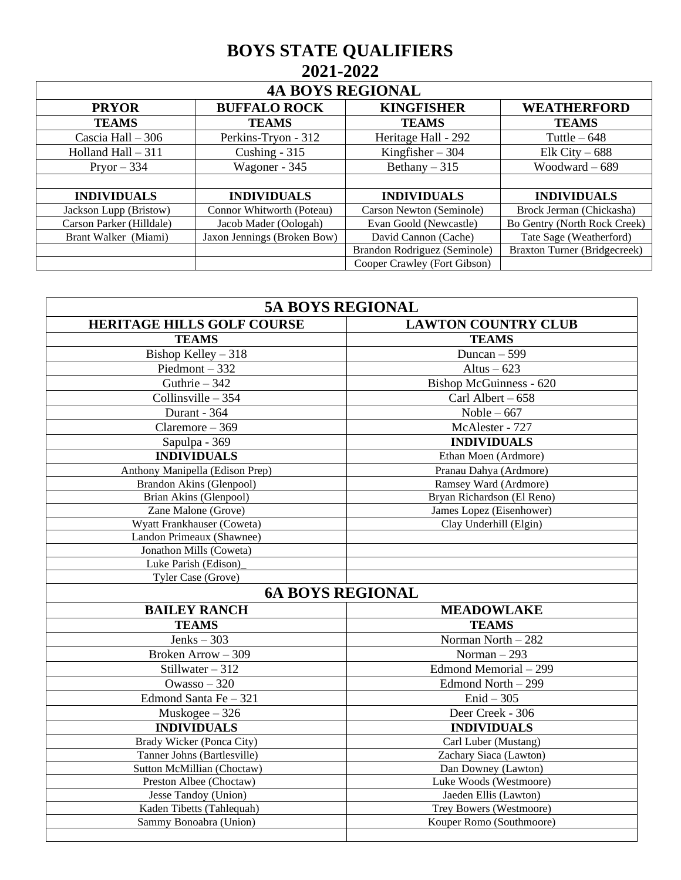# BOYS STATE QUALIFIERS
# 2021-2022

| 4A BOYS REGIONAL | | | |
|---|---|---|---|
| **PRYOR** | **BUFFALO ROCK** | **KINGFISHER** | **WEATHERFORD** |
| **TEAMS** | **TEAMS** | **TEAMS** | **TEAMS** |
| Cascia Hall – 306 | Perkins-Tryon - 312 | Heritage Hall - 292 | Tuttle – 648 |
| Holland Hall – 311 | Cushing - 315 | Kingfisher – 304 | Elk City – 688 |
| Pryor – 334 | Wagoner - 345 | Bethany – 315 | Woodward – 689 |
| | | | |
| **INDIVIDUALS** | **INDIVIDUALS** | **INDIVIDUALS** | **INDIVIDUALS** |
| Jackson Lupp (Bristow) | Connor Whitworth (Poteau) | Carson Newton (Seminole) | Brock Jerman (Chickasha) |
| Carson Parker (Hilldale) | Jacob Mader (Oologah) | Evan Goold (Newcastle) | Bo Gentry (North Rock Creek) |
| Brant Walker (Miami) | Jaxon Jennings (Broken Bow) | David Cannon (Cache) | Tate Sage (Weatherford) |
| | | Brandon Rodriguez (Seminole) | Braxton Turner (Bridgecreek) |
| | | Cooper Crawley (Fort Gibson) | |

| 5A BOYS REGIONAL | |
|---|---|
| **HERITAGE HILLS GOLF COURSE** | **LAWTON COUNTRY CLUB** |
| **TEAMS** | **TEAMS** |
| Bishop Kelley – 318 | Duncan – 599 |
| Piedmont – 332 | Altus – 623 |
| Guthrie – 342 | Bishop McGuinness - 620 |
| Collinsville – 354 | Carl Albert – 658 |
| Durant - 364 | Noble – 667 |
| Claremore – 369 | McAlester - 727 |
| Sapulpa - 369 | **INDIVIDUALS** |
| **INDIVIDUALS** | Ethan Moen (Ardmore) |
| Anthony Manipella (Edison Prep) | Pranau Dahya (Ardmore) |
| Brandon Akins (Glenpool) | Ramsey Ward (Ardmore) |
| Brian Akins (Glenpool) | Bryan Richardson (El Reno) |
| Zane Malone (Grove) | James Lopez (Eisenhower) |
| Wyatt Frankhauser (Coweta) | Clay Underhill (Elgin) |
| Landon Primeaux (Shawnee) | |
| Jonathon Mills (Coweta) | |
| Luke Parish (Edison)_ | |
| Tyler Case (Grove) | |

| 6A BOYS REGIONAL | |
|---|---|
| **BAILEY RANCH** | **MEADOWLAKE** |
| **TEAMS** | **TEAMS** |
| Jenks – 303 | Norman North – 282 |
| Broken Arrow – 309 | Norman – 293 |
| Stillwater – 312 | Edmond Memorial – 299 |
| Owasso – 320 | Edmond North – 299 |
| Edmond Santa Fe – 321 | Enid – 305 |
| Muskogee – 326 | Deer Creek - 306 |
| **INDIVIDUALS** | **INDIVIDUALS** |
| Brady Wicker (Ponca City) | Carl Luber (Mustang) |
| Tanner Johns (Bartlesville) | Zachary Siaca (Lawton) |
| Sutton McMillian (Choctaw) | Dan Downey (Lawton) |
| Preston Albee (Choctaw) | Luke Woods (Westmoore) |
| Jesse Tandoy (Union) | Jaeden Ellis (Lawton) |
| Kaden Tibetts (Tahlequah) | Trey Bowers (Westmoore) |
| Sammy Bonoabra (Union) | Kouper Romo (Southmoore) |
| | |